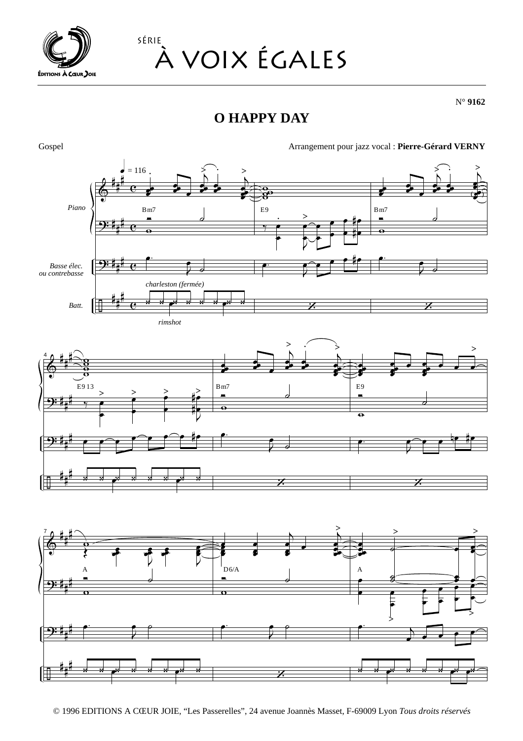SÉRIE
# À VOIX ÉGALES

N° **9162**

## O HAPPY DAY

Gospel

Arrangement pour jazz vocal : **Pierre-Gérard VERNY**

© 1996 EDITIONS A CŒUR JOIE, “Les Passerelles”, 24 avenue Joannès Masset, F-69009 Lyon *Tous droits réservés*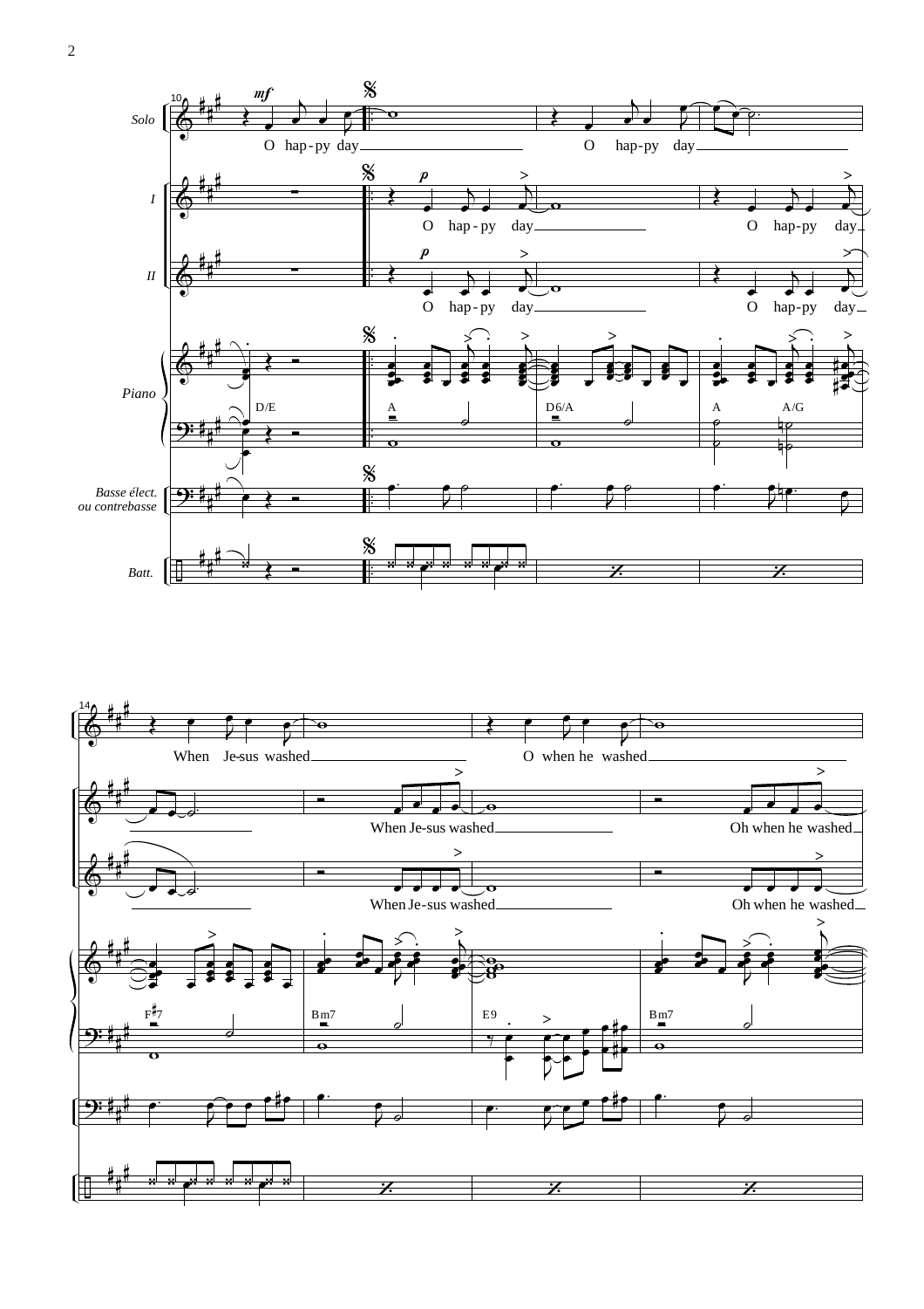Solo

I

II

Piano

Basse élect. ou contrebasse

Batt.

*mf*

O hap-py day O hap-py day

*p*

O hap-py day O hap-py day

*p*

O hap-py day O hap-py day

D/E A D6/A A A/G

When Je-sus washed O when he washed

When Je-sus washed Oh when he washed

When Je-sus washed Oh when he washed

F♯7 Bm7 E9 Bm7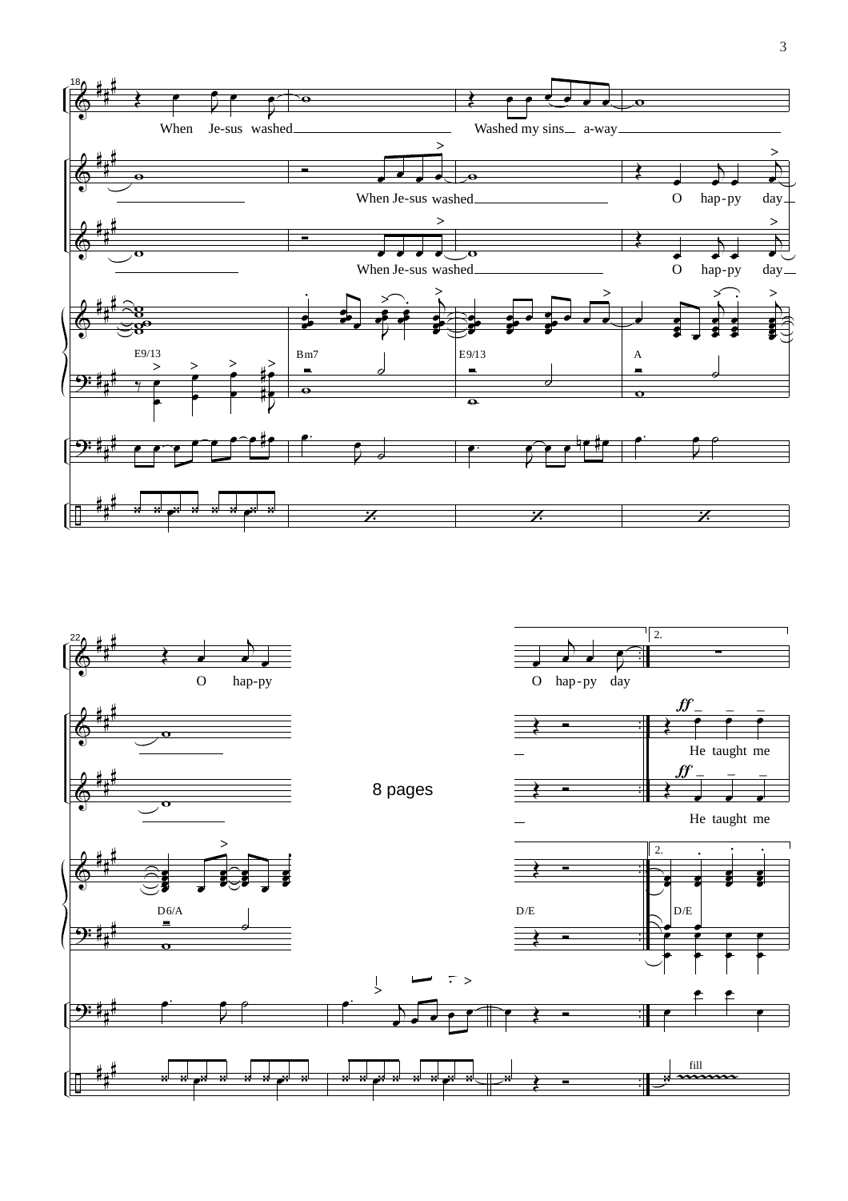When Je-sus washed Washed my sins a-way

When Je-sus washed O hap-py day

When Je-sus washed O hap-py day

E9/13 Bm7 E9/13 A

O hap-py O hap-py day

He taught me

He taught me

8 pages

D6/A D/E D/E

fill